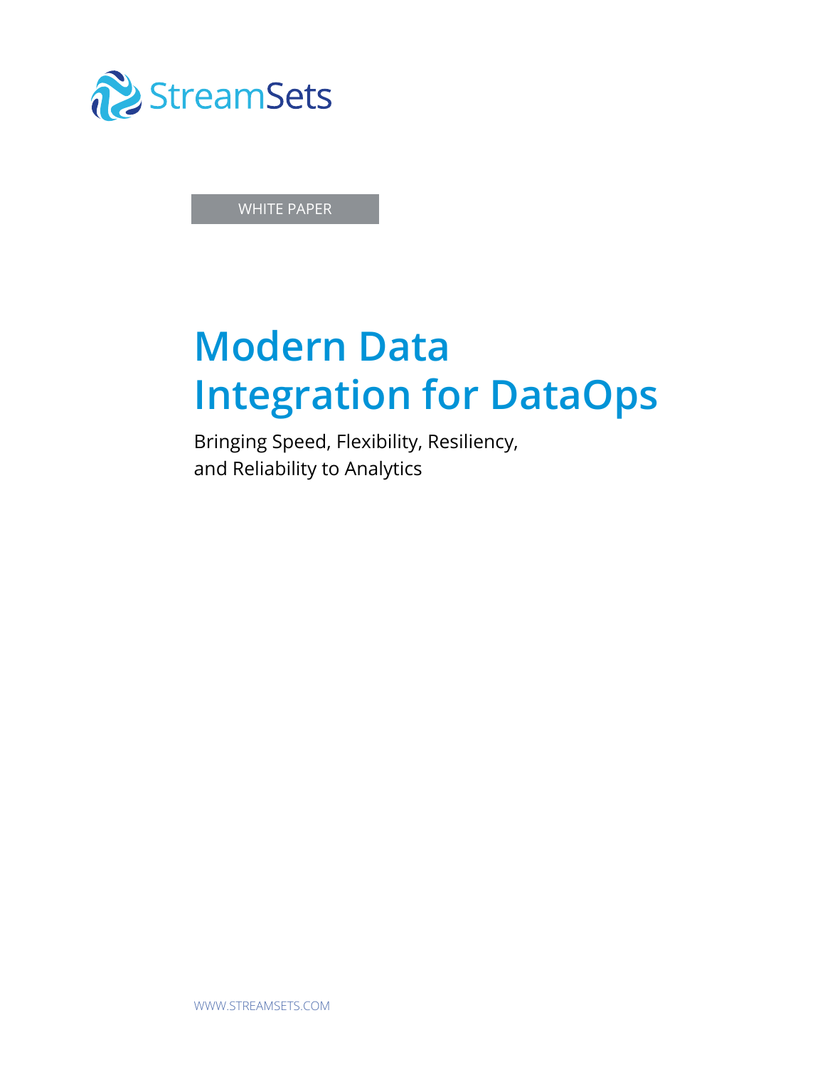StreamSets

WHITE PAPER

# Modern Data Integration for DataOps

Bringing Speed, Flexibility, Resiliency, and Reliability to Analytics

WWW.STREAMSETS.COM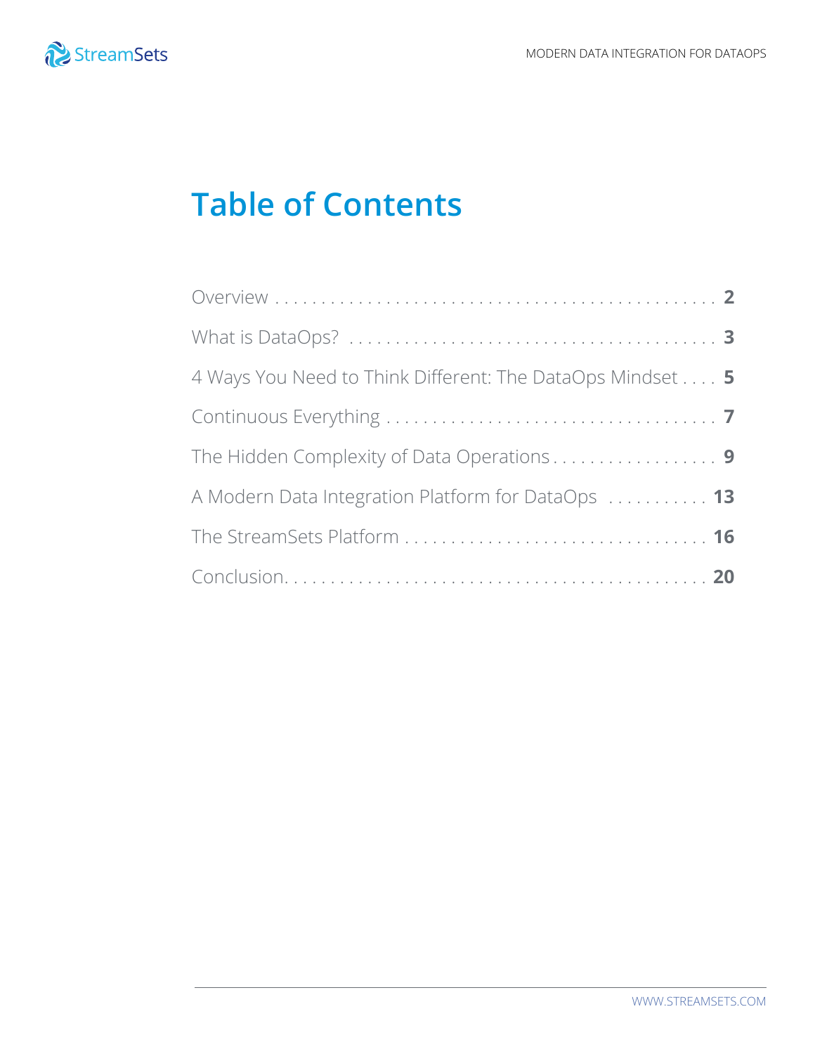# Table of Contents

| | |
|---|---|
| Overview | 2 |
| What is DataOps? | 3 |
| 4 Ways You Need to Think Different: The DataOps Mindset | 5 |
| Continuous Everything | 7 |
| The Hidden Complexity of Data Operations | 9 |
| A Modern Data Integration Platform for DataOps | 13 |
| The StreamSets Platform | 16 |
| Conclusion | 20 |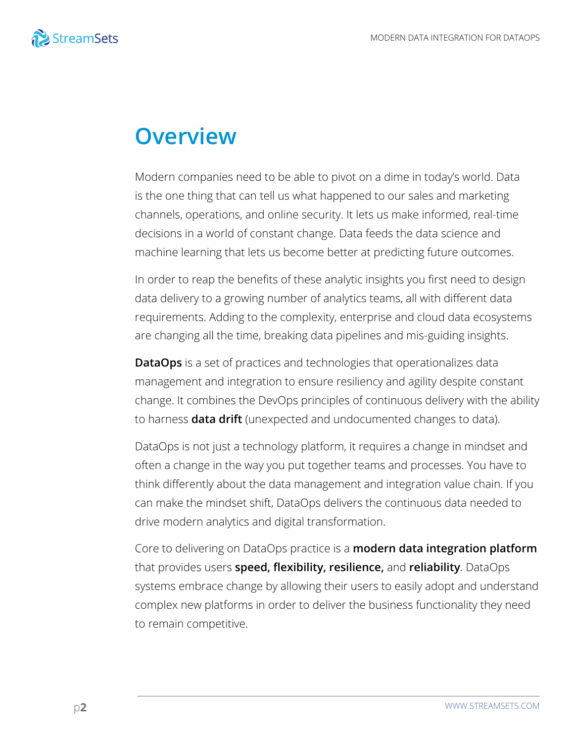# Overview

Modern companies need to be able to pivot on a dime in today's world. Data is the one thing that can tell us what happened to our sales and marketing channels, operations, and online security. It lets us make informed, real-time decisions in a world of constant change. Data feeds the data science and machine learning that lets us become better at predicting future outcomes.

In order to reap the benefits of these analytic insights you first need to design data delivery to a growing number of analytics teams, all with different data requirements. Adding to the complexity, enterprise and cloud data ecosystems are changing all the time, breaking data pipelines and mis-guiding insights.

**DataOps** is a set of practices and technologies that operationalizes data management and integration to ensure resiliency and agility despite constant change. It combines the DevOps principles of continuous delivery with the ability to harness **data drift** (unexpected and undocumented changes to data).

DataOps is not just a technology platform, it requires a change in mindset and often a change in the way you put together teams and processes. You have to think differently about the data management and integration value chain. If you can make the mindset shift, DataOps delivers the continuous data needed to drive modern analytics and digital transformation.

Core to delivering on DataOps practice is a **modern data integration platform** that provides users **speed, flexibility, resilience,** and **reliability**. DataOps systems embrace change by allowing their users to easily adopt and understand complex new platforms in order to deliver the business functionality they need to remain competitive.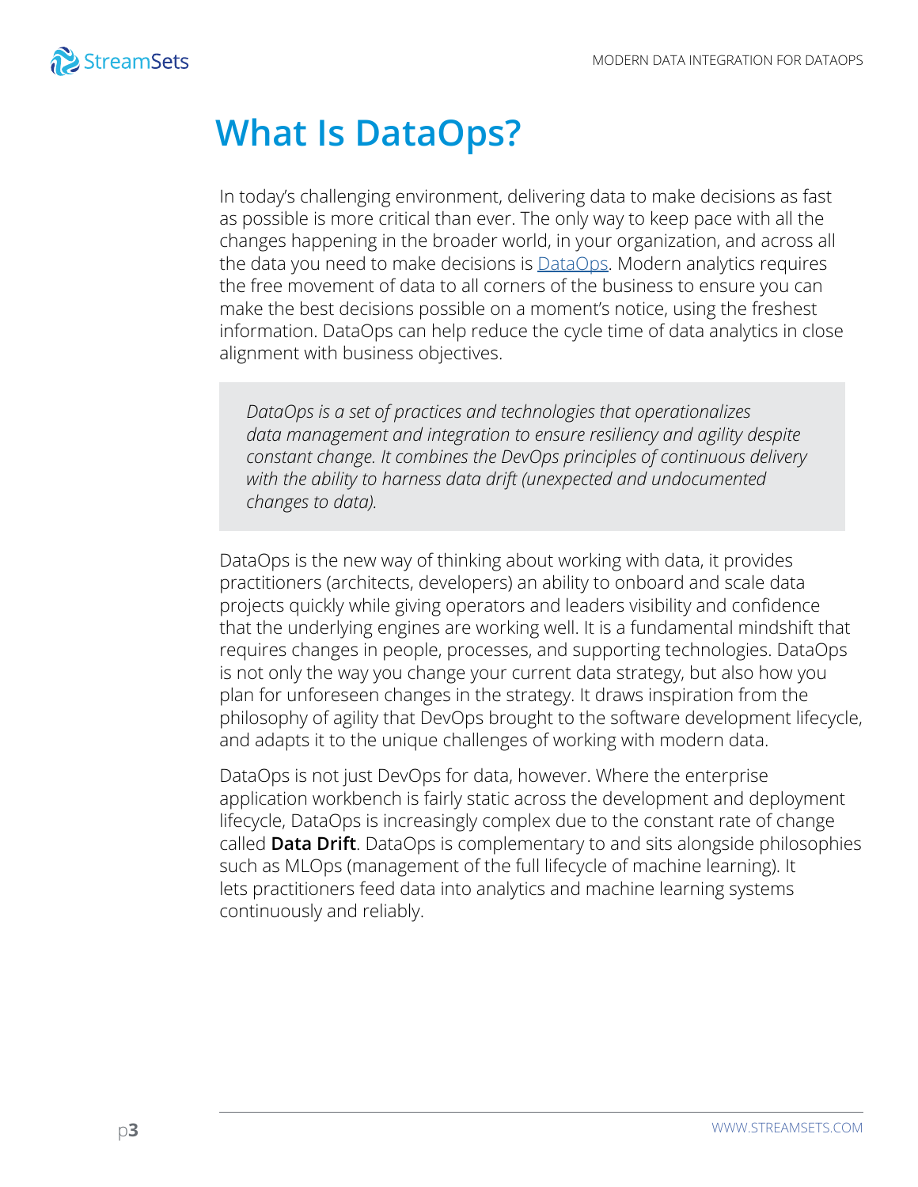# What Is DataOps?

In today's challenging environment, delivering data to make decisions as fast as possible is more critical than ever. The only way to keep pace with all the changes happening in the broader world, in your organization, and across all the data you need to make decisions is [DataOps](). Modern analytics requires the free movement of data to all corners of the business to ensure you can make the best decisions possible on a moment's notice, using the freshest information. DataOps can help reduce the cycle time of data analytics in close alignment with business objectives.

> *DataOps is a set of practices and technologies that operationalizes data management and integration to ensure resiliency and agility despite constant change. It combines the DevOps principles of continuous delivery with the ability to harness data drift (unexpected and undocumented changes to data).*

DataOps is the new way of thinking about working with data, it provides practitioners (architects, developers) an ability to onboard and scale data projects quickly while giving operators and leaders visibility and confidence that the underlying engines are working well. It is a fundamental mindshift that requires changes in people, processes, and supporting technologies. DataOps is not only the way you change your current data strategy, but also how you plan for unforeseen changes in the strategy. It draws inspiration from the philosophy of agility that DevOps brought to the software development lifecycle, and adapts it to the unique challenges of working with modern data.

DataOps is not just DevOps for data, however. Where the enterprise application workbench is fairly static across the development and deployment lifecycle, DataOps is increasingly complex due to the constant rate of change called **Data Drift**. DataOps is complementary to and sits alongside philosophies such as MLOps (management of the full lifecycle of machine learning). It lets practitioners feed data into analytics and machine learning systems continuously and reliably.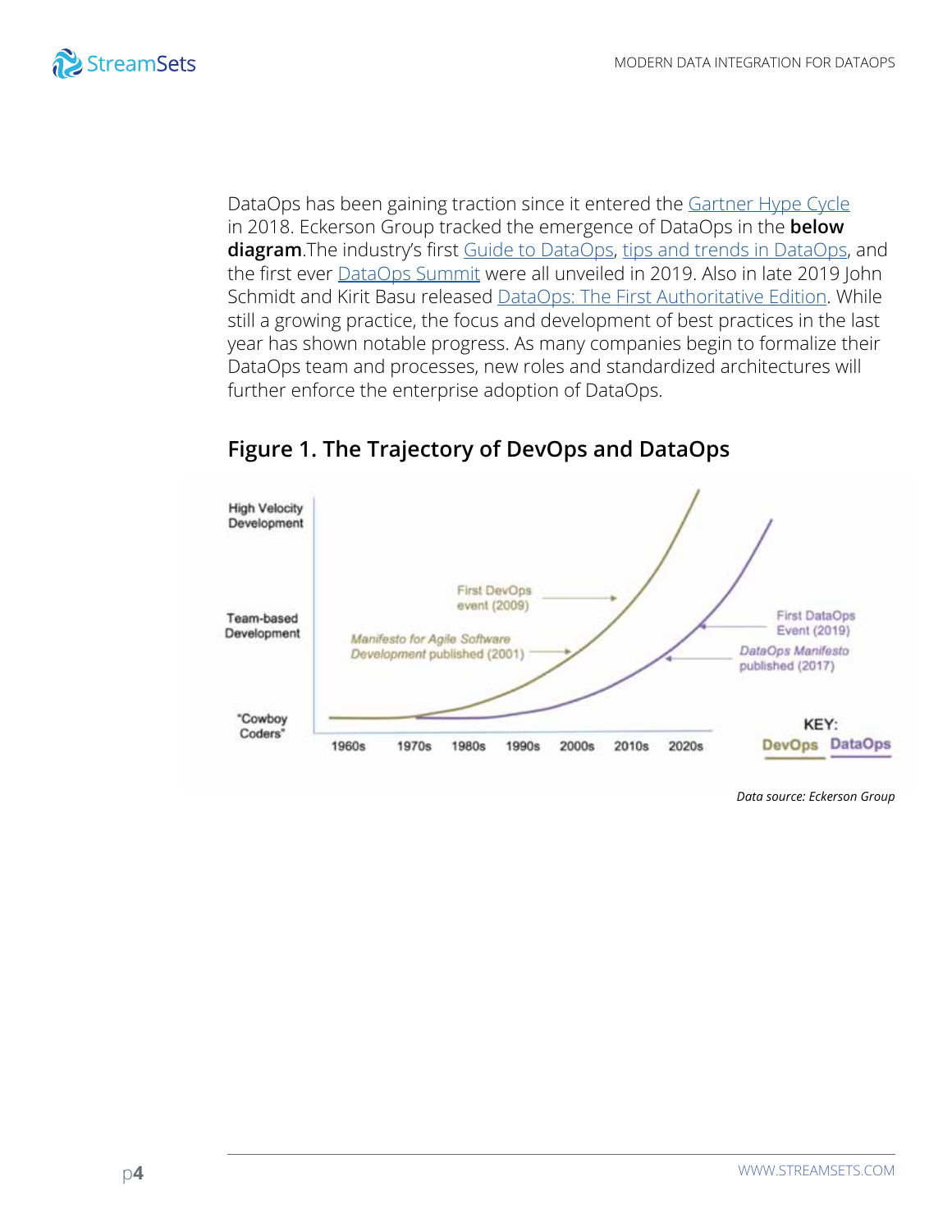DataOps has been gaining traction since it entered the [Gartner Hype Cycle](#) in 2018. Eckerson Group tracked the emergence of DataOps in the **below diagram**.The industry's first [Guide to DataOps](#), [tips and trends in DataOps](#), and the first ever [DataOps Summit](#) were all unveiled in 2019. Also in late 2019 John Schmidt and Kirit Basu released [DataOps: The First Authoritative Edition](#). While still a growing practice, the focus and development of best practices in the last year has shown notable progress. As many companies begin to formalize their DataOps team and processes, new roles and standardized architectures will further enforce the enterprise adoption of DataOps.

## Figure 1. The Trajectory of DevOps and DataOps

High Velocity Development

Team-based Development

"Cowboy Coders"

1960s 1970s 1980s 1990s 2000s 2010s 2020s

First DevOps event (2009)

*Manifesto for Agile Software Development published (2001)*

First DataOps Event (2019)

*DataOps Manifesto* published (2017)

KEY: DevOps DataOps

*Data source: Eckerson Group*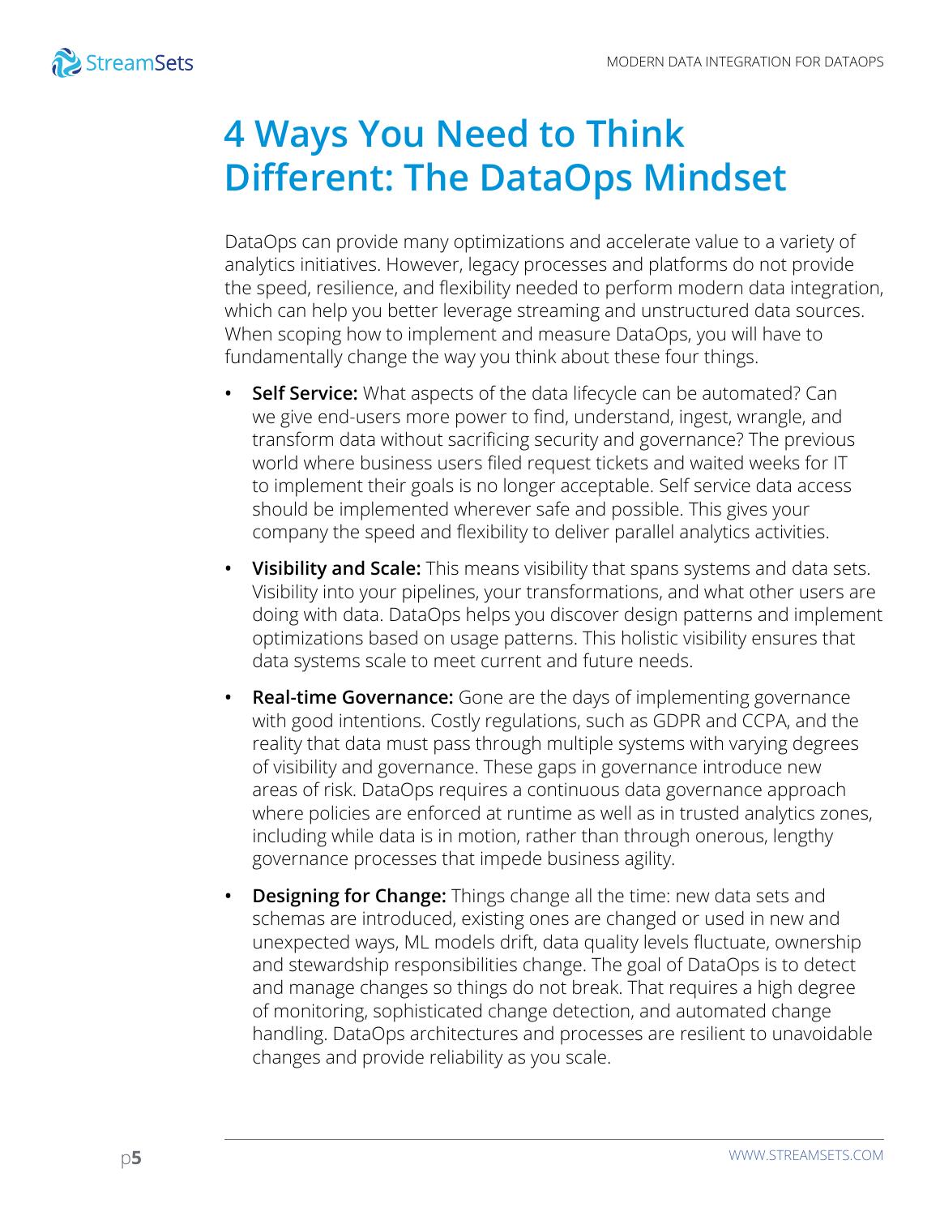# 4 Ways You Need to Think Different: The DataOps Mindset

DataOps can provide many optimizations and accelerate value to a variety of analytics initiatives. However, legacy processes and platforms do not provide the speed, resilience, and flexibility needed to perform modern data integration, which can help you better leverage streaming and unstructured data sources. When scoping how to implement and measure DataOps, you will have to fundamentally change the way you think about these four things.

- **Self Service:** What aspects of the data lifecycle can be automated? Can we give end-users more power to find, understand, ingest, wrangle, and transform data without sacrificing security and governance? The previous world where business users filed request tickets and waited weeks for IT to implement their goals is no longer acceptable. Self service data access should be implemented wherever safe and possible. This gives your company the speed and flexibility to deliver parallel analytics activities.
- **Visibility and Scale:** This means visibility that spans systems and data sets. Visibility into your pipelines, your transformations, and what other users are doing with data. DataOps helps you discover design patterns and implement optimizations based on usage patterns. This holistic visibility ensures that data systems scale to meet current and future needs.
- **Real-time Governance:** Gone are the days of implementing governance with good intentions. Costly regulations, such as GDPR and CCPA, and the reality that data must pass through multiple systems with varying degrees of visibility and governance. These gaps in governance introduce new areas of risk. DataOps requires a continuous data governance approach where policies are enforced at runtime as well as in trusted analytics zones, including while data is in motion, rather than through onerous, lengthy governance processes that impede business agility.
- **Designing for Change:** Things change all the time: new data sets and schemas are introduced, existing ones are changed or used in new and unexpected ways, ML models drift, data quality levels fluctuate, ownership and stewardship responsibilities change. The goal of DataOps is to detect and manage changes so things do not break. That requires a high degree of monitoring, sophisticated change detection, and automated change handling. DataOps architectures and processes are resilient to unavoidable changes and provide reliability as you scale.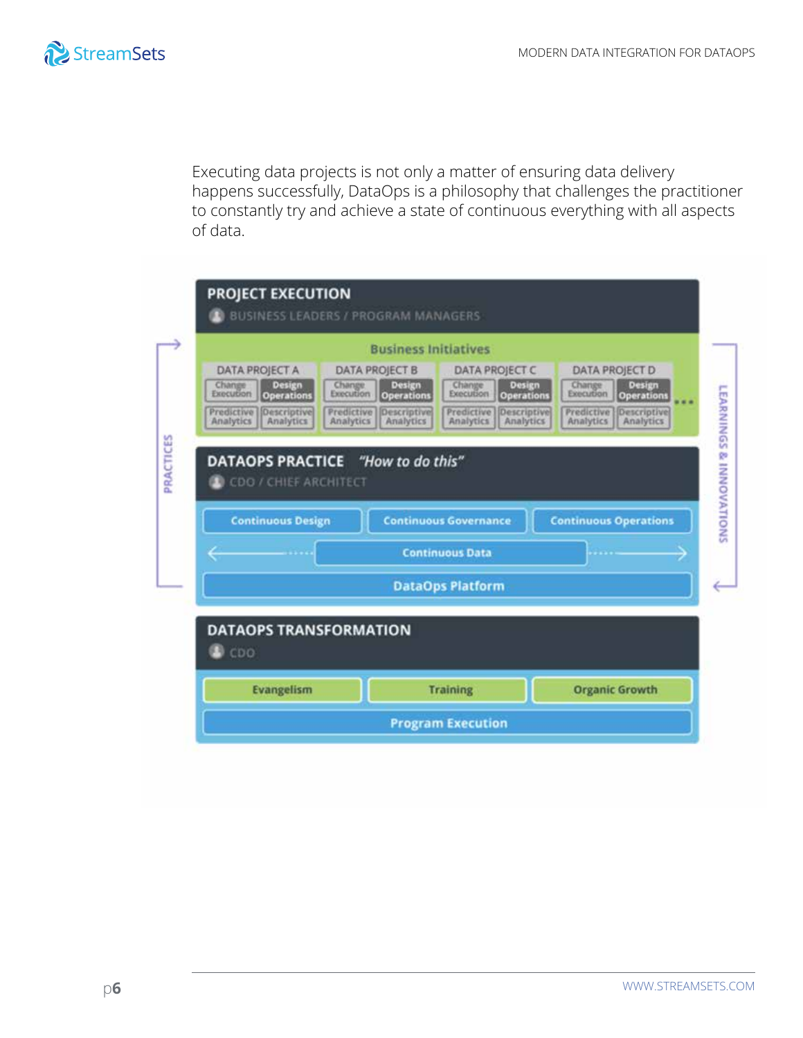Executing data projects is not only a matter of ensuring data delivery happens successfully, DataOps is a philosophy that challenges the practitioner to constantly try and achieve a state of continuous everything with all aspects of data.

**PROJECT EXECUTION**
BUSINESS LEADERS / PROGRAM MANAGERS

Business Initiatives

| DATA PROJECT A | | DATA PROJECT B | | DATA PROJECT C | | DATA PROJECT D | |
|---|---|---|---|---|---|---|---|
| Change Execution | Design Operations | Change Execution | Design Operations | Change Execution | Design Operations | Change Execution | Design Operations |
| Predictive Analytics | Descriptive Analytics | Predictive Analytics | Descriptive Analytics | Predictive Analytics | Descriptive Analytics | Predictive Analytics | Descriptive Analytics |

**DATAOPS PRACTICE** *"How to do this"*
CDO / CHIEF ARCHITECT

- Continuous Design
- Continuous Governance
- Continuous Operations
- Continuous Data
- DataOps Platform

**DATAOPS TRANSFORMATION**
CDO

- Evangelism
- Training
- Organic Growth
- Program Execution

PRACTICES

LEARNINGS & INNOVATIONS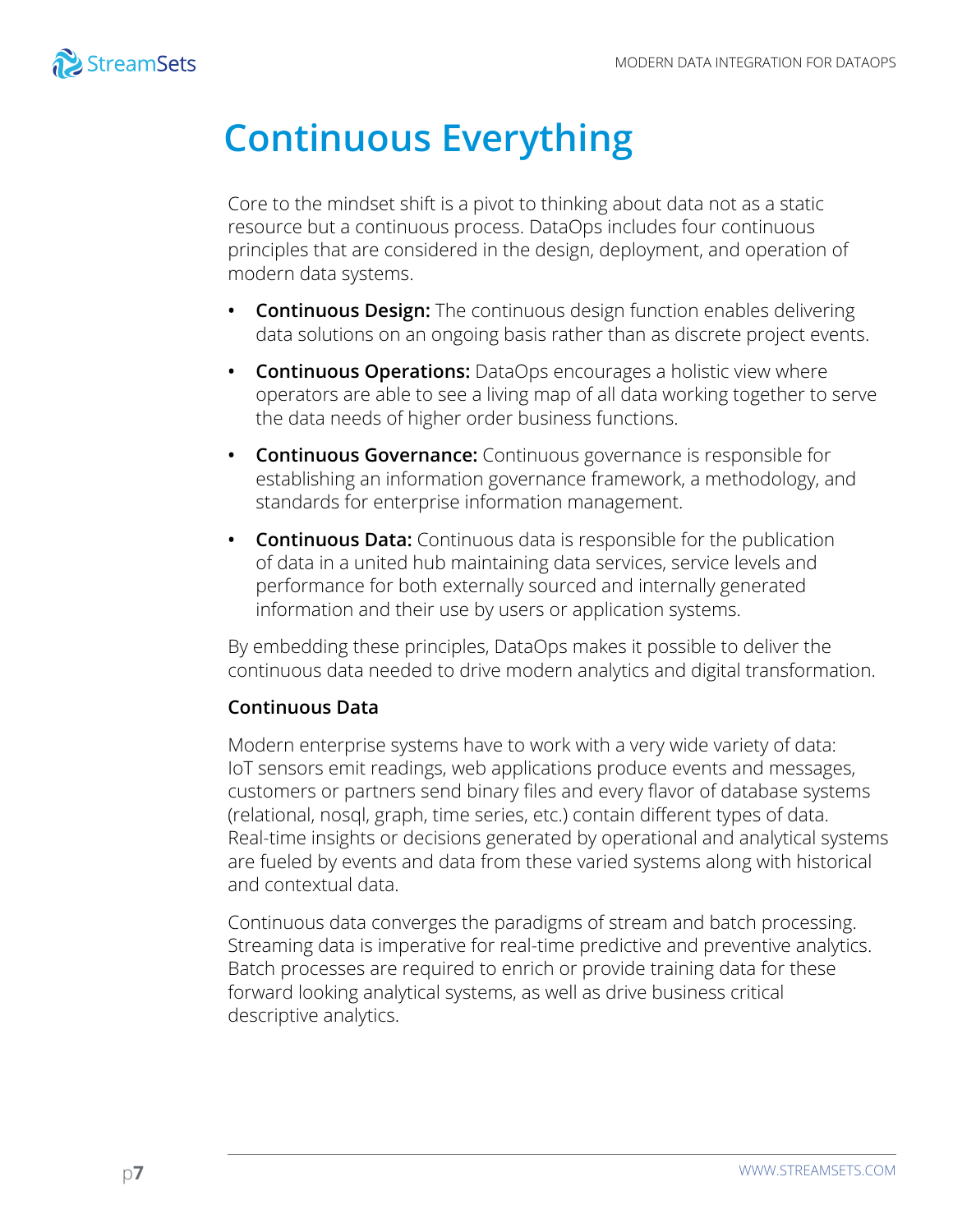# Continuous Everything

Core to the mindset shift is a pivot to thinking about data not as a static resource but a continuous process. DataOps includes four continuous principles that are considered in the design, deployment, and operation of modern data systems.

- **Continuous Design:** The continuous design function enables delivering data solutions on an ongoing basis rather than as discrete project events.
- **Continuous Operations:** DataOps encourages a holistic view where operators are able to see a living map of all data working together to serve the data needs of higher order business functions.
- **Continuous Governance:** Continuous governance is responsible for establishing an information governance framework, a methodology, and standards for enterprise information management.
- **Continuous Data:** Continuous data is responsible for the publication of data in a united hub maintaining data services, service levels and performance for both externally sourced and internally generated information and their use by users or application systems.

By embedding these principles, DataOps makes it possible to deliver the continuous data needed to drive modern analytics and digital transformation.

### Continuous Data

Modern enterprise systems have to work with a very wide variety of data: IoT sensors emit readings, web applications produce events and messages, customers or partners send binary files and every flavor of database systems (relational, nosql, graph, time series, etc.) contain different types of data. Real-time insights or decisions generated by operational and analytical systems are fueled by events and data from these varied systems along with historical and contextual data.

Continuous data converges the paradigms of stream and batch processing. Streaming data is imperative for real-time predictive and preventive analytics. Batch processes are required to enrich or provide training data for these forward looking analytical systems, as well as drive business critical descriptive analytics.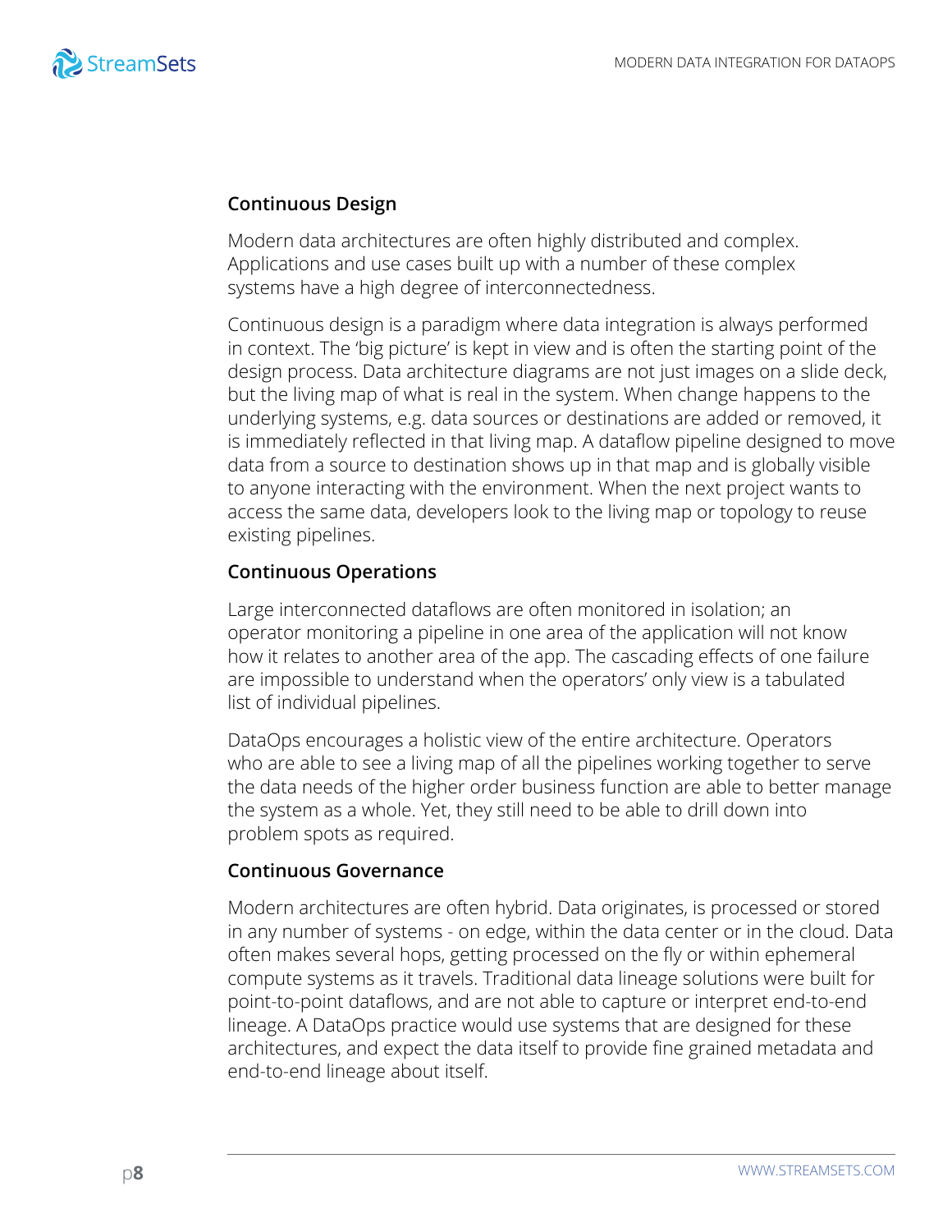### Continuous Design

Modern data architectures are often highly distributed and complex. Applications and use cases built up with a number of these complex systems have a high degree of interconnectedness.

Continuous design is a paradigm where data integration is always performed in context. The 'big picture' is kept in view and is often the starting point of the design process. Data architecture diagrams are not just images on a slide deck, but the living map of what is real in the system. When change happens to the underlying systems, e.g. data sources or destinations are added or removed, it is immediately reflected in that living map. A dataflow pipeline designed to move data from a source to destination shows up in that map and is globally visible to anyone interacting with the environment. When the next project wants to access the same data, developers look to the living map or topology to reuse existing pipelines.

### Continuous Operations

Large interconnected dataflows are often monitored in isolation; an operator monitoring a pipeline in one area of the application will not know how it relates to another area of the app. The cascading effects of one failure are impossible to understand when the operators' only view is a tabulated list of individual pipelines.

DataOps encourages a holistic view of the entire architecture. Operators who are able to see a living map of all the pipelines working together to serve the data needs of the higher order business function are able to better manage the system as a whole. Yet, they still need to be able to drill down into problem spots as required.

### Continuous Governance

Modern architectures are often hybrid. Data originates, is processed or stored in any number of systems - on edge, within the data center or in the cloud. Data often makes several hops, getting processed on the fly or within ephemeral compute systems as it travels. Traditional data lineage solutions were built for point-to-point dataflows, and are not able to capture or interpret end-to-end lineage. A DataOps practice would use systems that are designed for these architectures, and expect the data itself to provide fine grained metadata and end-to-end lineage about itself.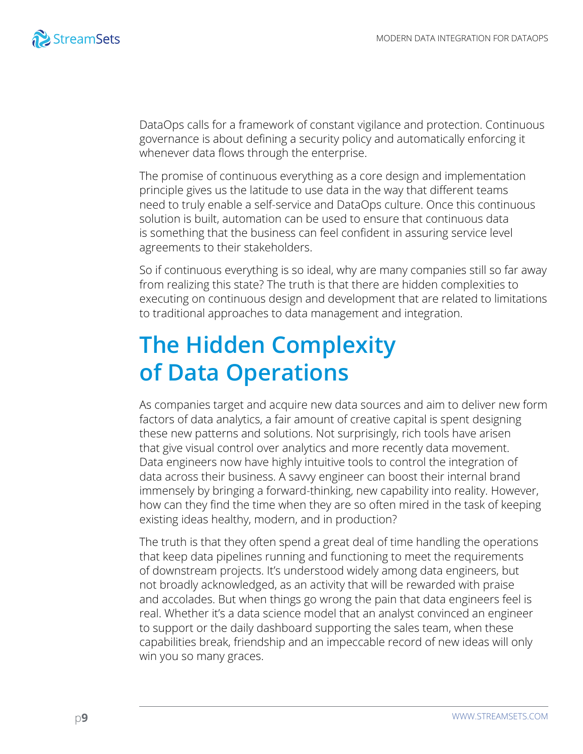DataOps calls for a framework of constant vigilance and protection. Continuous governance is about defining a security policy and automatically enforcing it whenever data flows through the enterprise.

The promise of continuous everything as a core design and implementation principle gives us the latitude to use data in the way that different teams need to truly enable a self-service and DataOps culture. Once this continuous solution is built, automation can be used to ensure that continuous data is something that the business can feel confident in assuring service level agreements to their stakeholders.

So if continuous everything is so ideal, why are many companies still so far away from realizing this state? The truth is that there are hidden complexities to executing on continuous design and development that are related to limitations to traditional approaches to data management and integration.

## The Hidden Complexity of Data Operations

As companies target and acquire new data sources and aim to deliver new form factors of data analytics, a fair amount of creative capital is spent designing these new patterns and solutions. Not surprisingly, rich tools have arisen that give visual control over analytics and more recently data movement. Data engineers now have highly intuitive tools to control the integration of data across their business. A savvy engineer can boost their internal brand immensely by bringing a forward-thinking, new capability into reality. However, how can they find the time when they are so often mired in the task of keeping existing ideas healthy, modern, and in production?

The truth is that they often spend a great deal of time handling the operations that keep data pipelines running and functioning to meet the requirements of downstream projects. It's understood widely among data engineers, but not broadly acknowledged, as an activity that will be rewarded with praise and accolades. But when things go wrong the pain that data engineers feel is real. Whether it's a data science model that an analyst convinced an engineer to support or the daily dashboard supporting the sales team, when these capabilities break, friendship and an impeccable record of new ideas will only win you so many graces.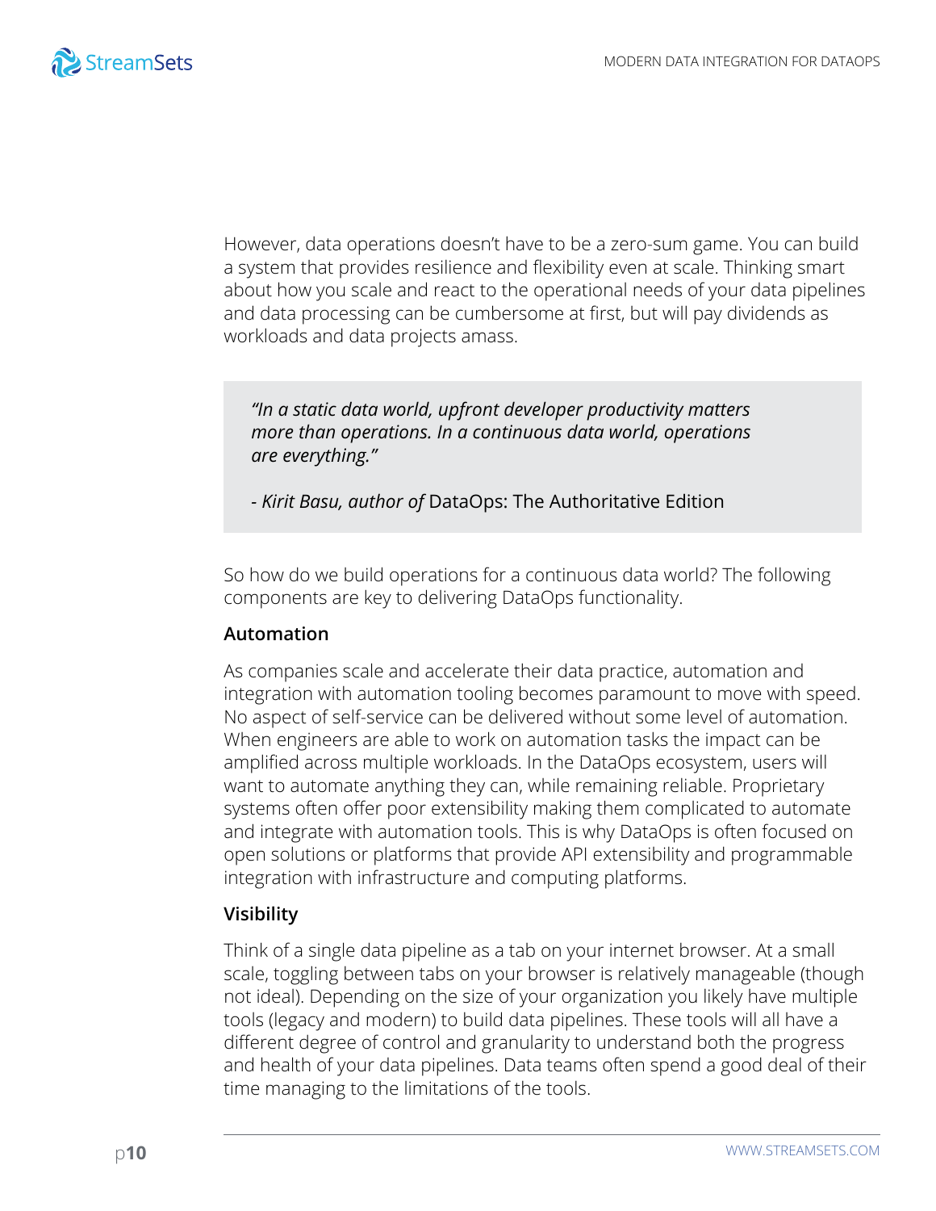However, data operations doesn't have to be a zero-sum game. You can build a system that provides resilience and flexibility even at scale. Thinking smart about how you scale and react to the operational needs of your data pipelines and data processing can be cumbersome at first, but will pay dividends as workloads and data projects amass.

> *"In a static data world, upfront developer productivity matters more than operations. In a continuous data world, operations are everything."*
>
> *- Kirit Basu, author of* DataOps: The Authoritative Edition

So how do we build operations for a continuous data world? The following components are key to delivering DataOps functionality.

### Automation

As companies scale and accelerate their data practice, automation and integration with automation tooling becomes paramount to move with speed. No aspect of self-service can be delivered without some level of automation. When engineers are able to work on automation tasks the impact can be amplified across multiple workloads. In the DataOps ecosystem, users will want to automate anything they can, while remaining reliable. Proprietary systems often offer poor extensibility making them complicated to automate and integrate with automation tools. This is why DataOps is often focused on open solutions or platforms that provide API extensibility and programmable integration with infrastructure and computing platforms.

### Visibility

Think of a single data pipeline as a tab on your internet browser. At a small scale, toggling between tabs on your browser is relatively manageable (though not ideal). Depending on the size of your organization you likely have multiple tools (legacy and modern) to build data pipelines. These tools will all have a different degree of control and granularity to understand both the progress and health of your data pipelines. Data teams often spend a good deal of their time managing to the limitations of the tools.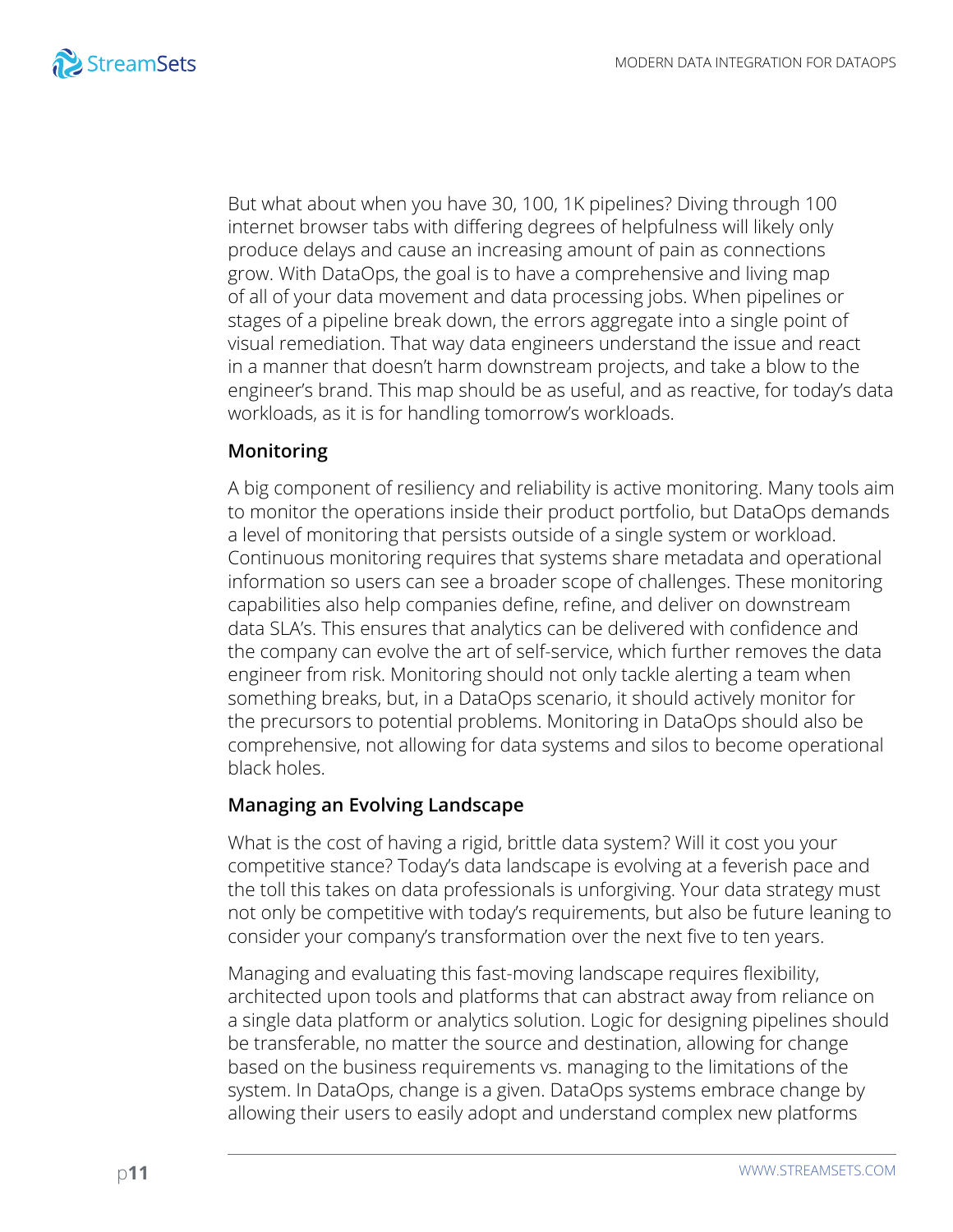But what about when you have 30, 100, 1K pipelines? Diving through 100 internet browser tabs with differing degrees of helpfulness will likely only produce delays and cause an increasing amount of pain as connections grow. With DataOps, the goal is to have a comprehensive and living map of all of your data movement and data processing jobs. When pipelines or stages of a pipeline break down, the errors aggregate into a single point of visual remediation. That way data engineers understand the issue and react in a manner that doesn't harm downstream projects, and take a blow to the engineer's brand. This map should be as useful, and as reactive, for today's data workloads, as it is for handling tomorrow's workloads.

### Monitoring

A big component of resiliency and reliability is active monitoring. Many tools aim to monitor the operations inside their product portfolio, but DataOps demands a level of monitoring that persists outside of a single system or workload. Continuous monitoring requires that systems share metadata and operational information so users can see a broader scope of challenges. These monitoring capabilities also help companies define, refine, and deliver on downstream data SLA's. This ensures that analytics can be delivered with confidence and the company can evolve the art of self-service, which further removes the data engineer from risk. Monitoring should not only tackle alerting a team when something breaks, but, in a DataOps scenario, it should actively monitor for the precursors to potential problems. Monitoring in DataOps should also be comprehensive, not allowing for data systems and silos to become operational black holes.

### Managing an Evolving Landscape

What is the cost of having a rigid, brittle data system? Will it cost you your competitive stance? Today's data landscape is evolving at a feverish pace and the toll this takes on data professionals is unforgiving. Your data strategy must not only be competitive with today's requirements, but also be future leaning to consider your company's transformation over the next five to ten years.

Managing and evaluating this fast-moving landscape requires flexibility, architected upon tools and platforms that can abstract away from reliance on a single data platform or analytics solution. Logic for designing pipelines should be transferable, no matter the source and destination, allowing for change based on the business requirements vs. managing to the limitations of the system. In DataOps, change is a given. DataOps systems embrace change by allowing their users to easily adopt and understand complex new platforms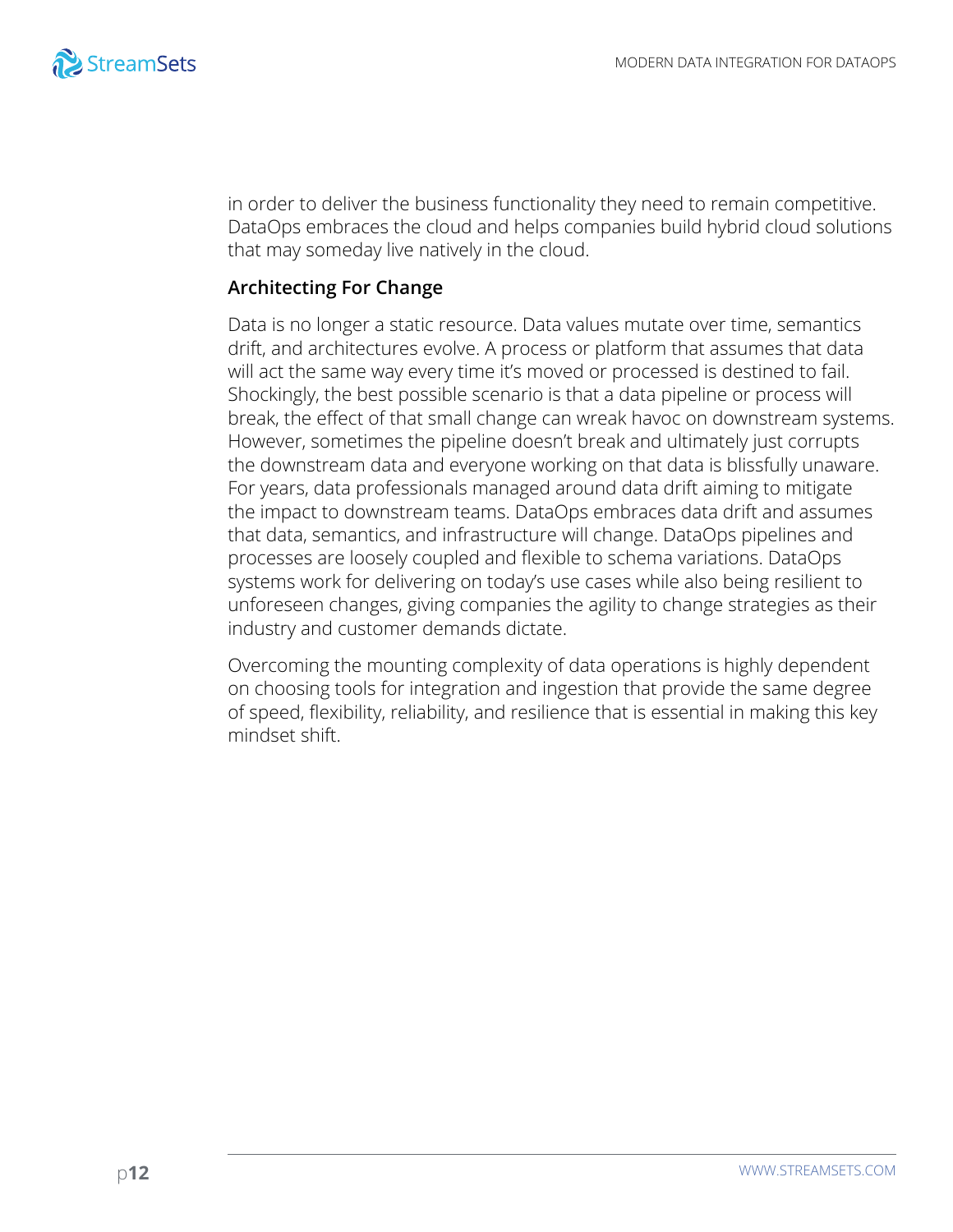in order to deliver the business functionality they need to remain competitive. DataOps embraces the cloud and helps companies build hybrid cloud solutions that may someday live natively in the cloud.

### Architecting For Change

Data is no longer a static resource. Data values mutate over time, semantics drift, and architectures evolve. A process or platform that assumes that data will act the same way every time it's moved or processed is destined to fail. Shockingly, the best possible scenario is that a data pipeline or process will break, the effect of that small change can wreak havoc on downstream systems. However, sometimes the pipeline doesn't break and ultimately just corrupts the downstream data and everyone working on that data is blissfully unaware. For years, data professionals managed around data drift aiming to mitigate the impact to downstream teams. DataOps embraces data drift and assumes that data, semantics, and infrastructure will change. DataOps pipelines and processes are loosely coupled and flexible to schema variations. DataOps systems work for delivering on today's use cases while also being resilient to unforeseen changes, giving companies the agility to change strategies as their industry and customer demands dictate.

Overcoming the mounting complexity of data operations is highly dependent on choosing tools for integration and ingestion that provide the same degree of speed, flexibility, reliability, and resilience that is essential in making this key mindset shift.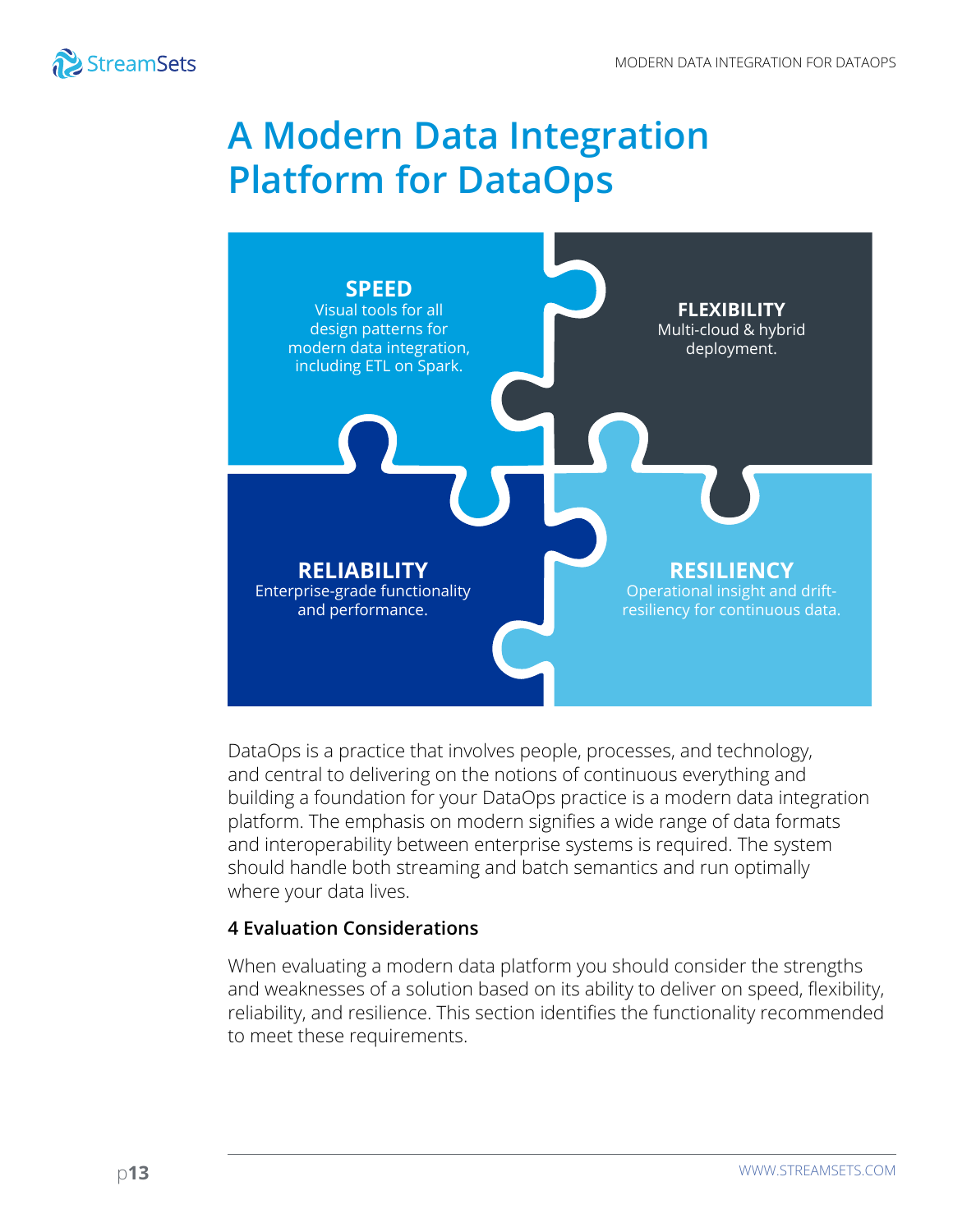# A Modern Data Integration Platform for DataOps

**SPEED**
Visual tools for all design patterns for modern data integration, including ETL on Spark.

**FLEXIBILITY**
Multi-cloud & hybrid deployment.

**RELIABILITY**
Enterprise-grade functionality and performance.

**RESILIENCY**
Operational insight and drift-resiliency for continuous data.

DataOps is a practice that involves people, processes, and technology, and central to delivering on the notions of continuous everything and building a foundation for your DataOps practice is a modern data integration platform. The emphasis on modern signifies a wide range of data formats and interoperability between enterprise systems is required. The system should handle both streaming and batch semantics and run optimally where your data lives.

### 4 Evaluation Considerations

When evaluating a modern data platform you should consider the strengths and weaknesses of a solution based on its ability to deliver on speed, flexibility, reliability, and resilience. This section identifies the functionality recommended to meet these requirements.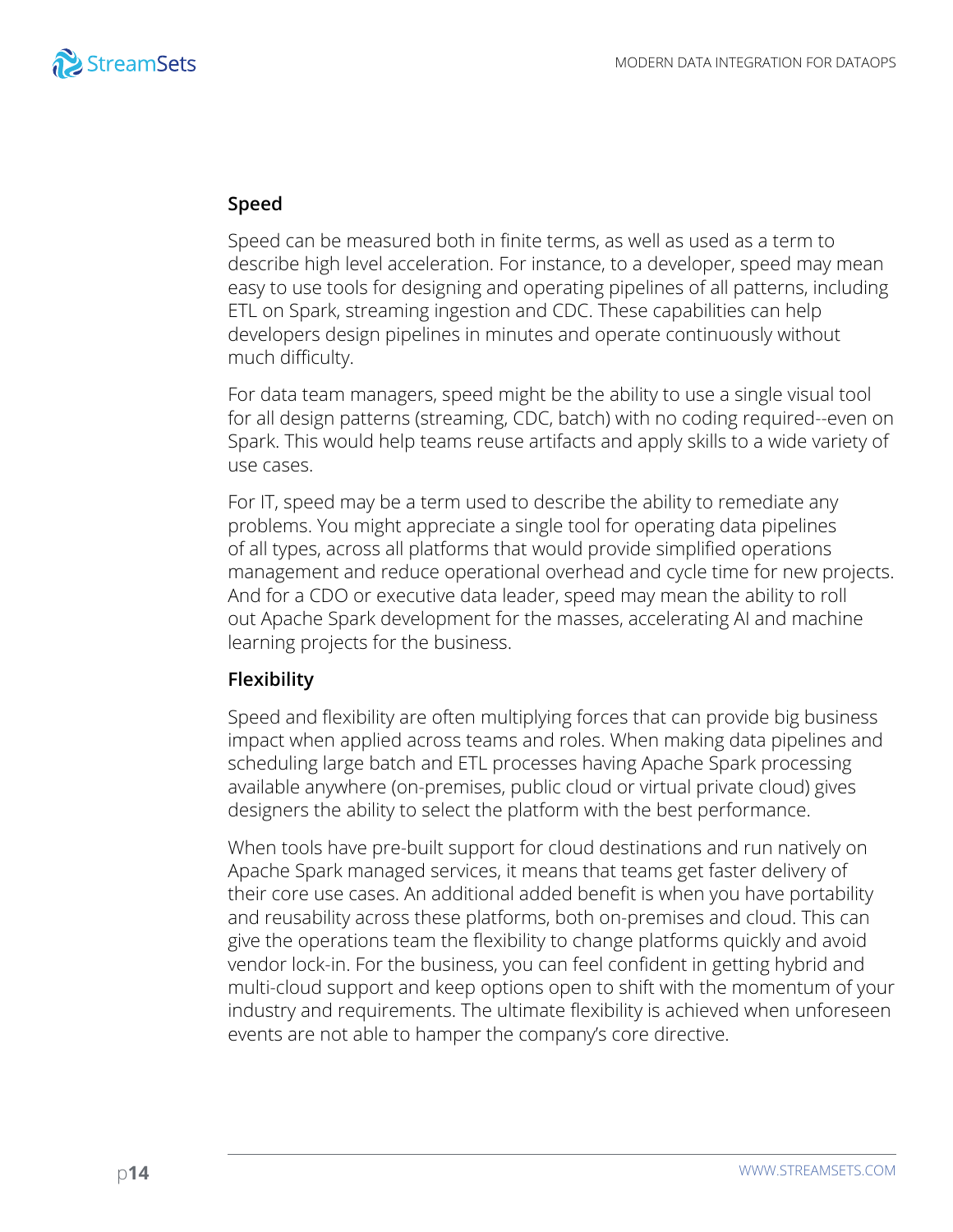### Speed

Speed can be measured both in finite terms, as well as used as a term to describe high level acceleration. For instance, to a developer, speed may mean easy to use tools for designing and operating pipelines of all patterns, including ETL on Spark, streaming ingestion and CDC. These capabilities can help developers design pipelines in minutes and operate continuously without much difficulty.

For data team managers, speed might be the ability to use a single visual tool for all design patterns (streaming, CDC, batch) with no coding required--even on Spark. This would help teams reuse artifacts and apply skills to a wide variety of use cases.

For IT, speed may be a term used to describe the ability to remediate any problems. You might appreciate a single tool for operating data pipelines of all types, across all platforms that would provide simplified operations management and reduce operational overhead and cycle time for new projects. And for a CDO or executive data leader, speed may mean the ability to roll out Apache Spark development for the masses, accelerating AI and machine learning projects for the business.

### Flexibility

Speed and flexibility are often multiplying forces that can provide big business impact when applied across teams and roles. When making data pipelines and scheduling large batch and ETL processes having Apache Spark processing available anywhere (on-premises, public cloud or virtual private cloud) gives designers the ability to select the platform with the best performance.

When tools have pre-built support for cloud destinations and run natively on Apache Spark managed services, it means that teams get faster delivery of their core use cases. An additional added benefit is when you have portability and reusability across these platforms, both on-premises and cloud. This can give the operations team the flexibility to change platforms quickly and avoid vendor lock-in. For the business, you can feel confident in getting hybrid and multi-cloud support and keep options open to shift with the momentum of your industry and requirements. The ultimate flexibility is achieved when unforeseen events are not able to hamper the company's core directive.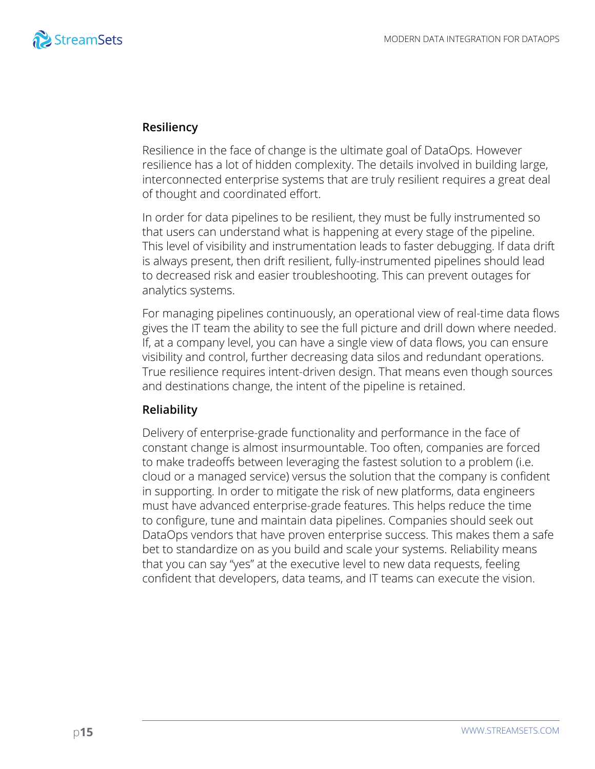### Resiliency

Resilience in the face of change is the ultimate goal of DataOps. However resilience has a lot of hidden complexity. The details involved in building large, interconnected enterprise systems that are truly resilient requires a great deal of thought and coordinated effort.

In order for data pipelines to be resilient, they must be fully instrumented so that users can understand what is happening at every stage of the pipeline. This level of visibility and instrumentation leads to faster debugging. If data drift is always present, then drift resilient, fully-instrumented pipelines should lead to decreased risk and easier troubleshooting. This can prevent outages for analytics systems.

For managing pipelines continuously, an operational view of real-time data flows gives the IT team the ability to see the full picture and drill down where needed. If, at a company level, you can have a single view of data flows, you can ensure visibility and control, further decreasing data silos and redundant operations. True resilience requires intent-driven design. That means even though sources and destinations change, the intent of the pipeline is retained.

### Reliability

Delivery of enterprise-grade functionality and performance in the face of constant change is almost insurmountable. Too often, companies are forced to make tradeoffs between leveraging the fastest solution to a problem (i.e. cloud or a managed service) versus the solution that the company is confident in supporting. In order to mitigate the risk of new platforms, data engineers must have advanced enterprise-grade features. This helps reduce the time to configure, tune and maintain data pipelines. Companies should seek out DataOps vendors that have proven enterprise success. This makes them a safe bet to standardize on as you build and scale your systems. Reliability means that you can say "yes" at the executive level to new data requests, feeling confident that developers, data teams, and IT teams can execute the vision.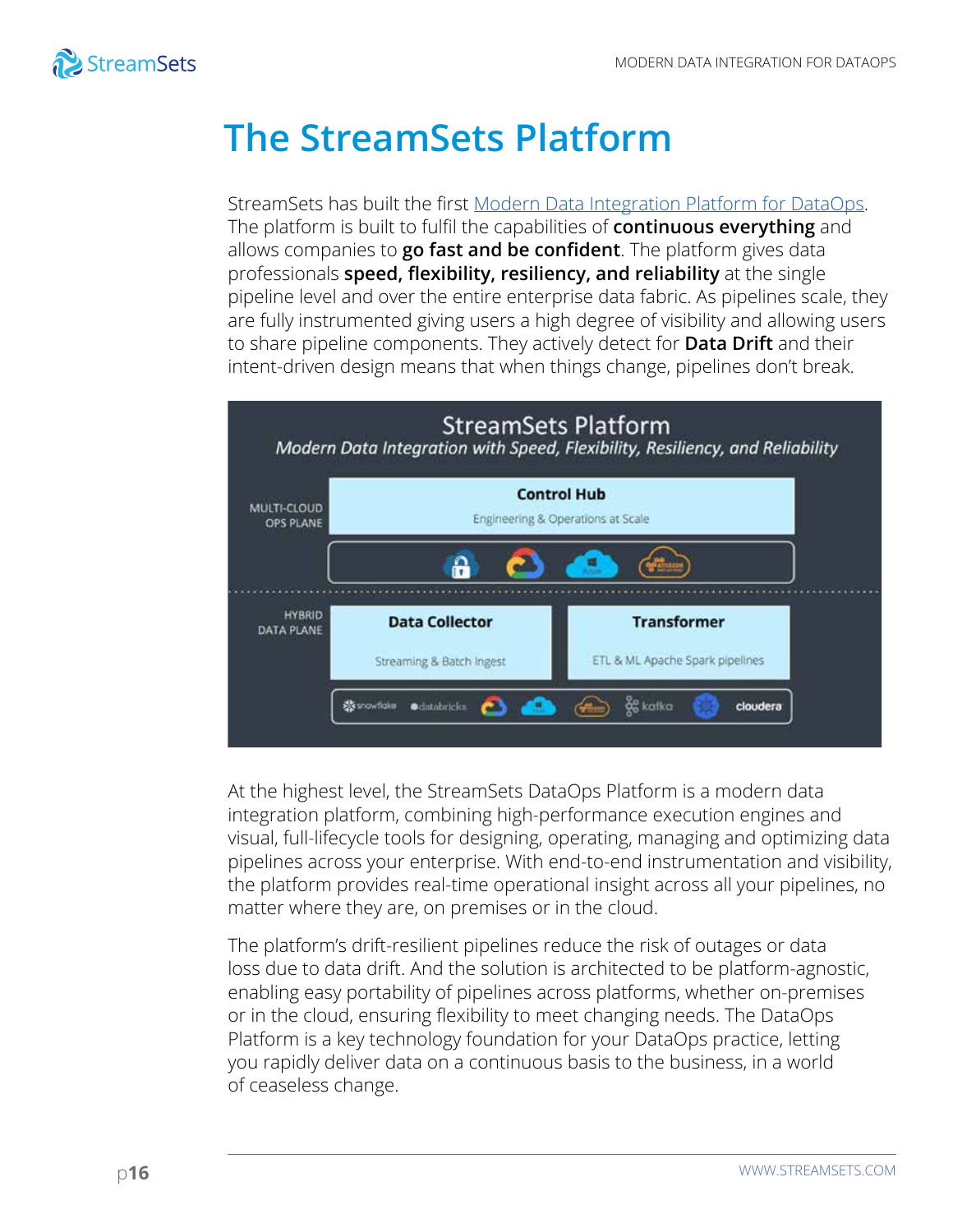# The StreamSets Platform

StreamSets has built the first [Modern Data Integration Platform for DataOps](https://streamsets.com). The platform is built to fulfil the capabilities of **continuous everything** and allows companies to **go fast and be confident**. The platform gives data professionals **speed, flexibility, resiliency, and reliability** at the single pipeline level and over the entire enterprise data fabric. As pipelines scale, they are fully instrumented giving users a high degree of visibility and allowing users to share pipeline components. They actively detect for **Data Drift** and their intent-driven design means that when things change, pipelines don't break.

StreamSets Platform

*Modern Data Integration with Speed, Flexibility, Resiliency, and Reliability*

MULTI-CLOUD OPS PLANE

**Control Hub**

Engineering & Operations at Scale

HYBRID DATA PLANE

**Data Collector**

Streaming & Batch Ingest

**Transformer**

ETL & ML Apache Spark pipelines

snowflake, databricks, kafka, cloudera

At the highest level, the StreamSets DataOps Platform is a modern data integration platform, combining high-performance execution engines and visual, full-lifecycle tools for designing, operating, managing and optimizing data pipelines across your enterprise. With end-to-end instrumentation and visibility, the platform provides real-time operational insight across all your pipelines, no matter where they are, on premises or in the cloud.

The platform's drift-resilient pipelines reduce the risk of outages or data loss due to data drift. And the solution is architected to be platform-agnostic, enabling easy portability of pipelines across platforms, whether on-premises or in the cloud, ensuring flexibility to meet changing needs. The DataOps Platform is a key technology foundation for your DataOps practice, letting you rapidly deliver data on a continuous basis to the business, in a world of ceaseless change.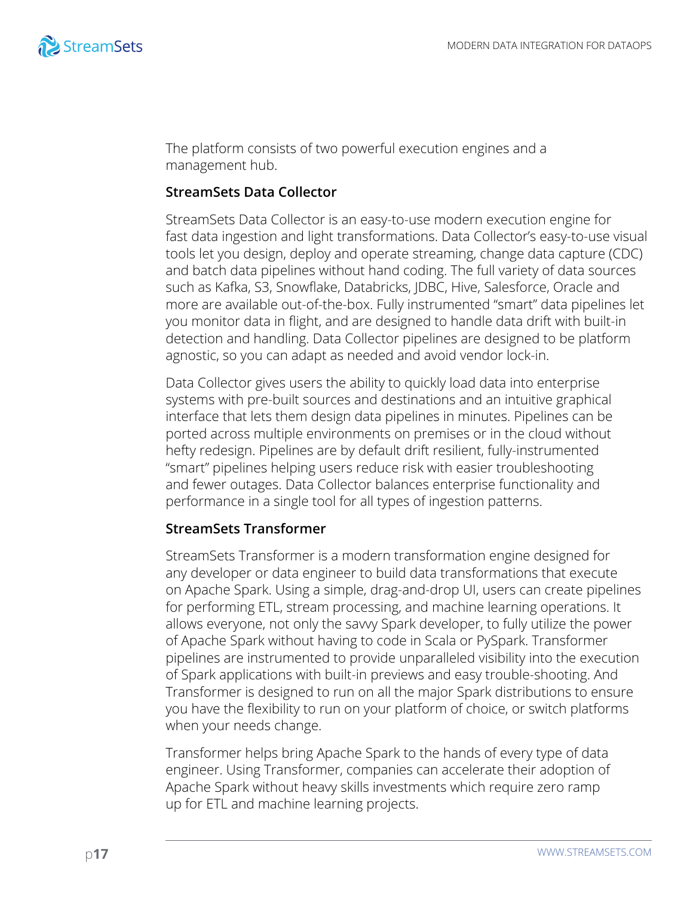The platform consists of two powerful execution engines and a management hub.

### StreamSets Data Collector

StreamSets Data Collector is an easy-to-use modern execution engine for fast data ingestion and light transformations. Data Collector's easy-to-use visual tools let you design, deploy and operate streaming, change data capture (CDC) and batch data pipelines without hand coding. The full variety of data sources such as Kafka, S3, Snowflake, Databricks, JDBC, Hive, Salesforce, Oracle and more are available out-of-the-box. Fully instrumented "smart" data pipelines let you monitor data in flight, and are designed to handle data drift with built-in detection and handling. Data Collector pipelines are designed to be platform agnostic, so you can adapt as needed and avoid vendor lock-in.

Data Collector gives users the ability to quickly load data into enterprise systems with pre-built sources and destinations and an intuitive graphical interface that lets them design data pipelines in minutes. Pipelines can be ported across multiple environments on premises or in the cloud without hefty redesign. Pipelines are by default drift resilient, fully-instrumented "smart" pipelines helping users reduce risk with easier troubleshooting and fewer outages. Data Collector balances enterprise functionality and performance in a single tool for all types of ingestion patterns.

### StreamSets Transformer

StreamSets Transformer is a modern transformation engine designed for any developer or data engineer to build data transformations that execute on Apache Spark. Using a simple, drag-and-drop UI, users can create pipelines for performing ETL, stream processing, and machine learning operations. It allows everyone, not only the savvy Spark developer, to fully utilize the power of Apache Spark without having to code in Scala or PySpark. Transformer pipelines are instrumented to provide unparalleled visibility into the execution of Spark applications with built-in previews and easy trouble-shooting. And Transformer is designed to run on all the major Spark distributions to ensure you have the flexibility to run on your platform of choice, or switch platforms when your needs change.

Transformer helps bring Apache Spark to the hands of every type of data engineer. Using Transformer, companies can accelerate their adoption of Apache Spark without heavy skills investments which require zero ramp up for ETL and machine learning projects.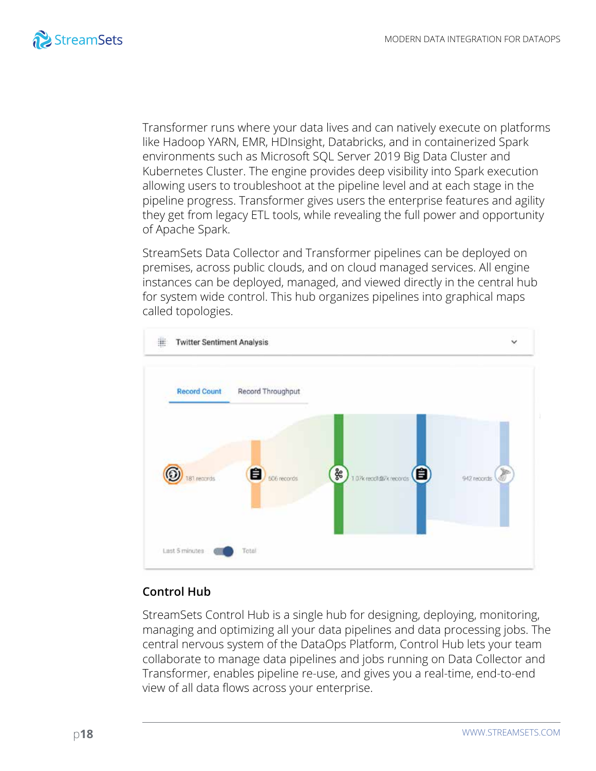Transformer runs where your data lives and can natively execute on platforms like Hadoop YARN, EMR, HDInsight, Databricks, and in containerized Spark environments such as Microsoft SQL Server 2019 Big Data Cluster and Kubernetes Cluster. The engine provides deep visibility into Spark execution allowing users to troubleshoot at the pipeline level and at each stage in the pipeline progress. Transformer gives users the enterprise features and agility they get from legacy ETL tools, while revealing the full power and opportunity of Apache Spark.

StreamSets Data Collector and Transformer pipelines can be deployed on premises, across public clouds, and on cloud managed services. All engine instances can be deployed, managed, and viewed directly in the central hub for system wide control. This hub organizes pipelines into graphical maps called topologies.

### Control Hub

StreamSets Control Hub is a single hub for designing, deploying, monitoring, managing and optimizing all your data pipelines and data processing jobs. The central nervous system of the DataOps Platform, Control Hub lets your team collaborate to manage data pipelines and jobs running on Data Collector and Transformer, enables pipeline re-use, and gives you a real-time, end-to-end view of all data flows across your enterprise.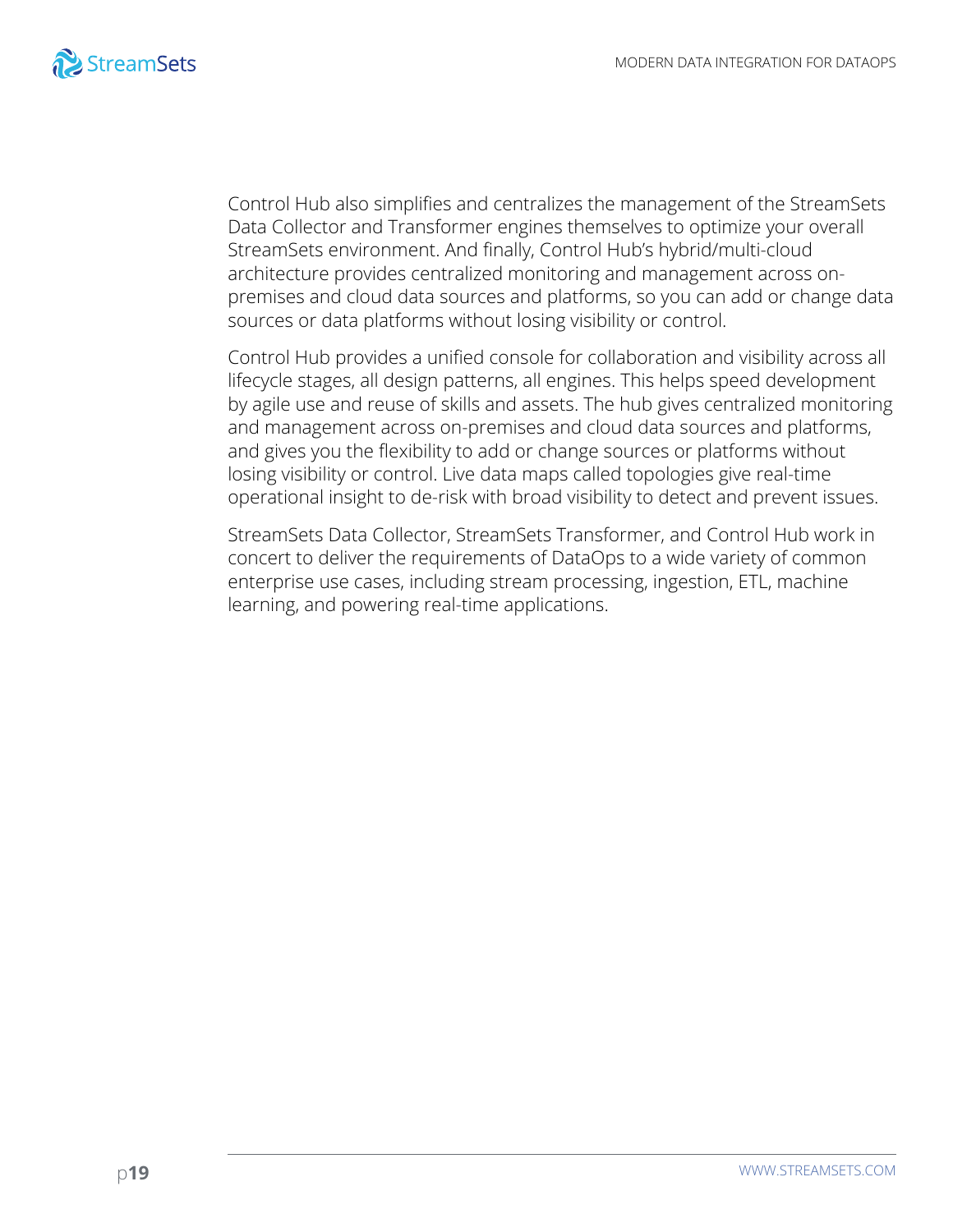Control Hub also simplifies and centralizes the management of the StreamSets Data Collector and Transformer engines themselves to optimize your overall StreamSets environment. And finally, Control Hub's hybrid/multi-cloud architecture provides centralized monitoring and management across on-premises and cloud data sources and platforms, so you can add or change data sources or data platforms without losing visibility or control.

Control Hub provides a unified console for collaboration and visibility across all lifecycle stages, all design patterns, all engines. This helps speed development by agile use and reuse of skills and assets. The hub gives centralized monitoring and management across on-premises and cloud data sources and platforms, and gives you the flexibility to add or change sources or platforms without losing visibility or control. Live data maps called topologies give real-time operational insight to de-risk with broad visibility to detect and prevent issues.

StreamSets Data Collector, StreamSets Transformer, and Control Hub work in concert to deliver the requirements of DataOps to a wide variety of common enterprise use cases, including stream processing, ingestion, ETL, machine learning, and powering real-time applications.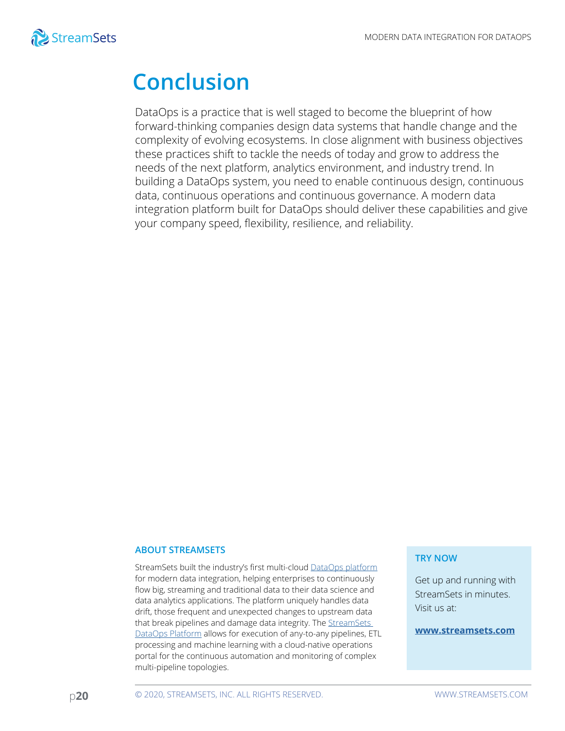# Conclusion

DataOps is a practice that is well staged to become the blueprint of how forward-thinking companies design data systems that handle change and the complexity of evolving ecosystems. In close alignment with business objectives these practices shift to tackle the needs of today and grow to address the needs of the next platform, analytics environment, and industry trend. In building a DataOps system, you need to enable continuous design, continuous data, continuous operations and continuous governance. A modern data integration platform built for DataOps should deliver these capabilities and give your company speed, flexibility, resilience, and reliability.

### ABOUT STREAMSETS

StreamSets built the industry's first multi-cloud DataOps platform for modern data integration, helping enterprises to continuously flow big, streaming and traditional data to their data science and data analytics applications. The platform uniquely handles data drift, those frequent and unexpected changes to upstream data that break pipelines and damage data integrity. The StreamSets DataOps Platform allows for execution of any-to-any pipelines, ETL processing and machine learning with a cloud-native operations portal for the continuous automation and monitoring of complex multi-pipeline topologies.

### TRY NOW

Get up and running with StreamSets in minutes. Visit us at:

**www.streamsets.com**

© 2020, STREAMSETS, INC. ALL RIGHTS RESERVED.